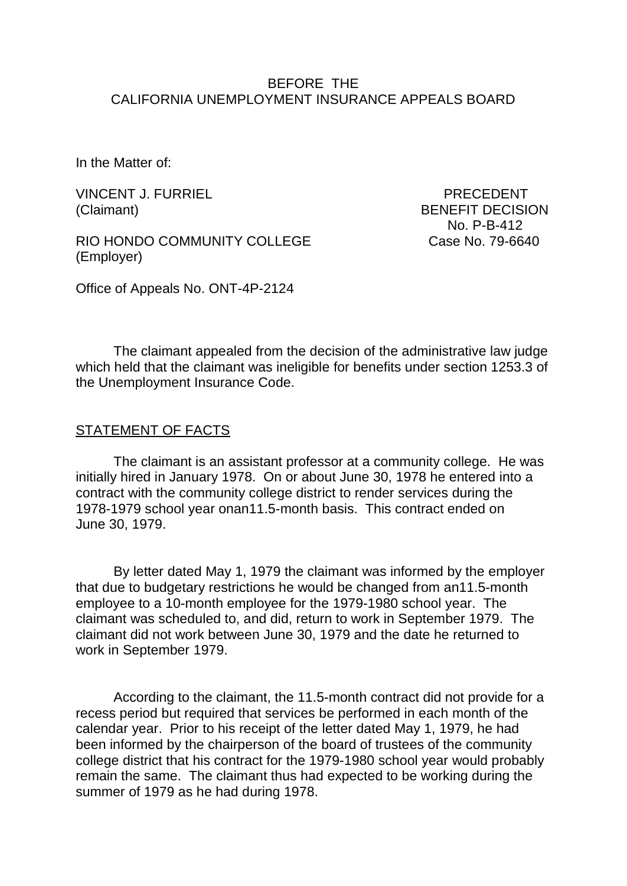BEFORE THE
CALIFORNIA UNEMPLOYMENT INSURANCE APPEALS BOARD

In the Matter of:

VINCENT J. FURRIEL
(Claimant)

PRECEDENT
BENEFIT DECISION
No. P-B-412
Case No. 79-6640

RIO HONDO COMMUNITY COLLEGE
(Employer)

Office of Appeals No. ONT-4P-2124

The claimant appealed from the decision of the administrative law judge which held that the claimant was ineligible for benefits under section 1253.3 of the Unemployment Insurance Code.

STATEMENT OF FACTS

The claimant is an assistant professor at a community college. He was initially hired in January 1978. On or about June 30, 1978 he entered into a contract with the community college district to render services during the 1978-1979 school year onan11.5-month basis. This contract ended on June 30, 1979.

By letter dated May 1, 1979 the claimant was informed by the employer that due to budgetary restrictions he would be changed from an11.5-month employee to a 10-month employee for the 1979-1980 school year. The claimant was scheduled to, and did, return to work in September 1979. The claimant did not work between June 30, 1979 and the date he returned to work in September 1979.

According to the claimant, the 11.5-month contract did not provide for a recess period but required that services be performed in each month of the calendar year. Prior to his receipt of the letter dated May 1, 1979, he had been informed by the chairperson of the board of trustees of the community college district that his contract for the 1979-1980 school year would probably remain the same. The claimant thus had expected to be working during the summer of 1979 as he had during 1978.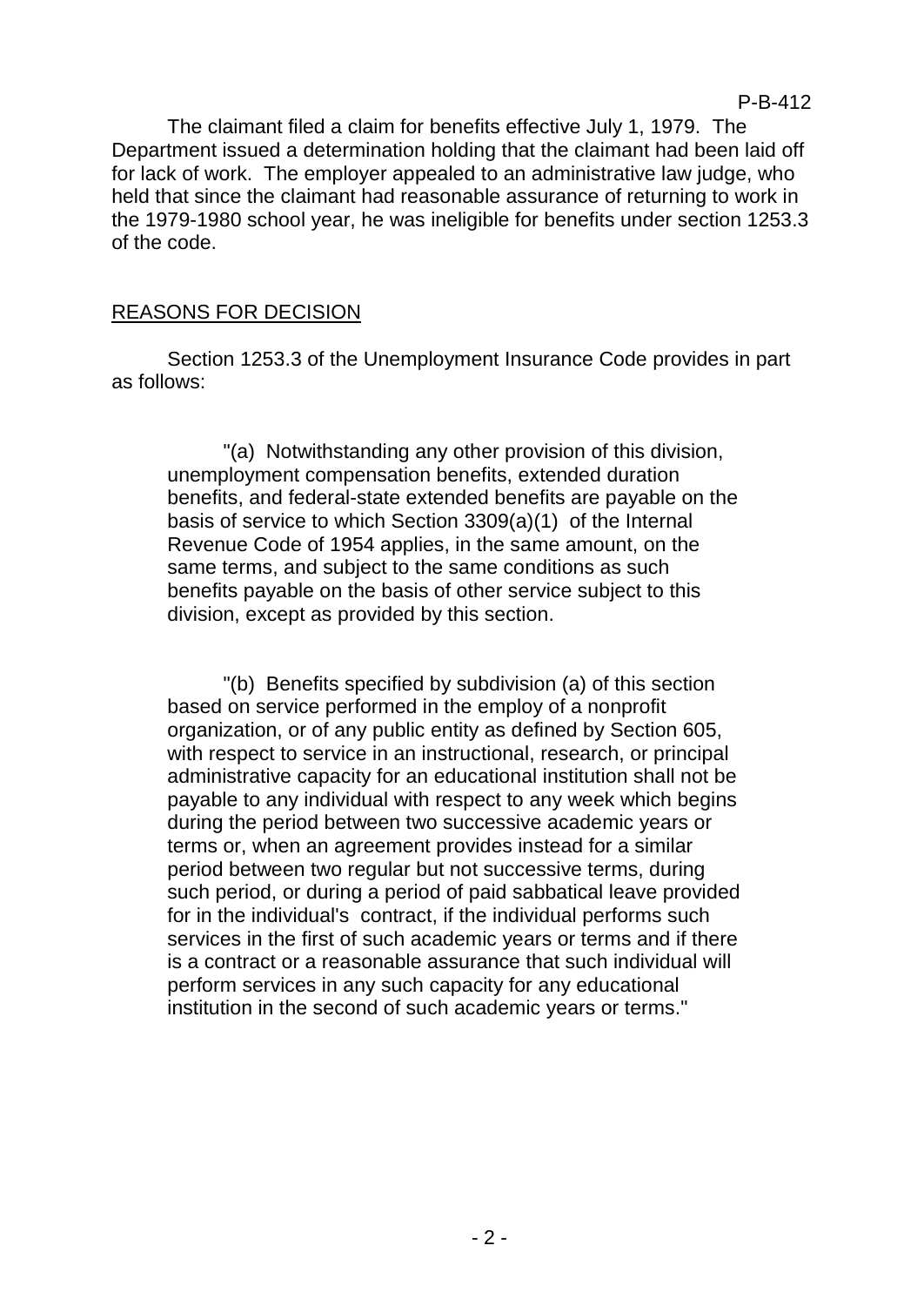The claimant filed a claim for benefits effective July 1, 1979. The Department issued a determination holding that the claimant had been laid off for lack of work. The employer appealed to an administrative law judge, who held that since the claimant had reasonable assurance of returning to work in the 1979-1980 school year, he was ineligible for benefits under section 1253.3 of the code.

## REASONS FOR DECISION

Section 1253.3 of the Unemployment Insurance Code provides in part as follows:

> "(a) Notwithstanding any other provision of this division, unemployment compensation benefits, extended duration benefits, and federal-state extended benefits are payable on the basis of service to which Section 3309(a)(1) of the Internal Revenue Code of 1954 applies, in the same amount, on the same terms, and subject to the same conditions as such benefits payable on the basis of other service subject to this division, except as provided by this section.
>
> "(b) Benefits specified by subdivision (a) of this section based on service performed in the employ of a nonprofit organization, or of any public entity as defined by Section 605, with respect to service in an instructional, research, or principal administrative capacity for an educational institution shall not be payable to any individual with respect to any week which begins during the period between two successive academic years or terms or, when an agreement provides instead for a similar period between two regular but not successive terms, during such period, or during a period of paid sabbatical leave provided for in the individual's contract, if the individual performs such services in the first of such academic years or terms and if there is a contract or a reasonable assurance that such individual will perform services in any such capacity for any educational institution in the second of such academic years or terms."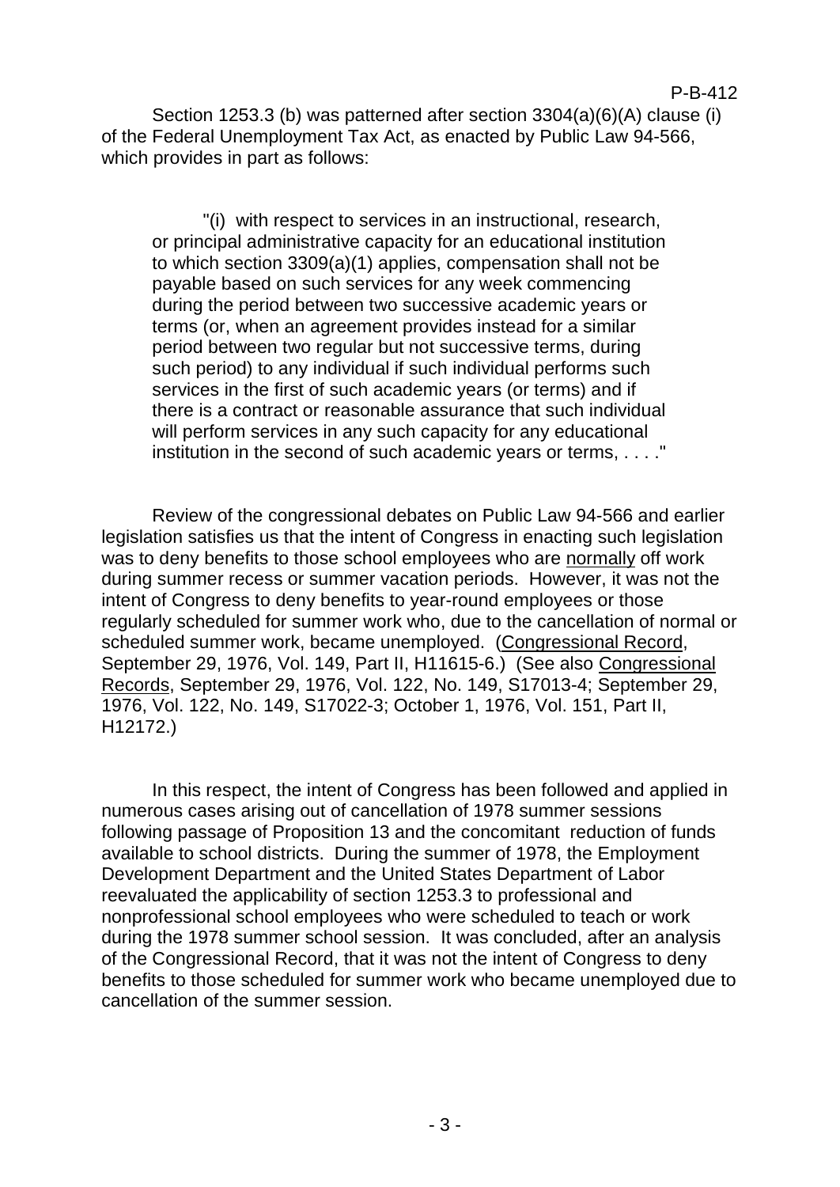Section 1253.3 (b) was patterned after section 3304(a)(6)(A) clause (i) of the Federal Unemployment Tax Act, as enacted by Public Law 94-566, which provides in part as follows:

> "(i) with respect to services in an instructional, research, or principal administrative capacity for an educational institution to which section 3309(a)(1) applies, compensation shall not be payable based on such services for any week commencing during the period between two successive academic years or terms (or, when an agreement provides instead for a similar period between two regular but not successive terms, during such period) to any individual if such individual performs such services in the first of such academic years (or terms) and if there is a contract or reasonable assurance that such individual will perform services in any such capacity for any educational institution in the second of such academic years or terms, . . . ."

Review of the congressional debates on Public Law 94-566 and earlier legislation satisfies us that the intent of Congress in enacting such legislation was to deny benefits to those school employees who are <u>normally</u> off work during summer recess or summer vacation periods. However, it was not the intent of Congress to deny benefits to year-round employees or those regularly scheduled for summer work who, due to the cancellation of normal or scheduled summer work, became unemployed. (<u>Congressional Record</u>, September 29, 1976, Vol. 149, Part II, H11615-6.) (See also <u>Congressional Records</u>, September 29, 1976, Vol. 122, No. 149, S17013-4; September 29, 1976, Vol. 122, No. 149, S17022-3; October 1, 1976, Vol. 151, Part II, H12172.)

In this respect, the intent of Congress has been followed and applied in numerous cases arising out of cancellation of 1978 summer sessions following passage of Proposition 13 and the concomitant reduction of funds available to school districts. During the summer of 1978, the Employment Development Department and the United States Department of Labor reevaluated the applicability of section 1253.3 to professional and nonprofessional school employees who were scheduled to teach or work during the 1978 summer school session. It was concluded, after an analysis of the Congressional Record, that it was not the intent of Congress to deny benefits to those scheduled for summer work who became unemployed due to cancellation of the summer session.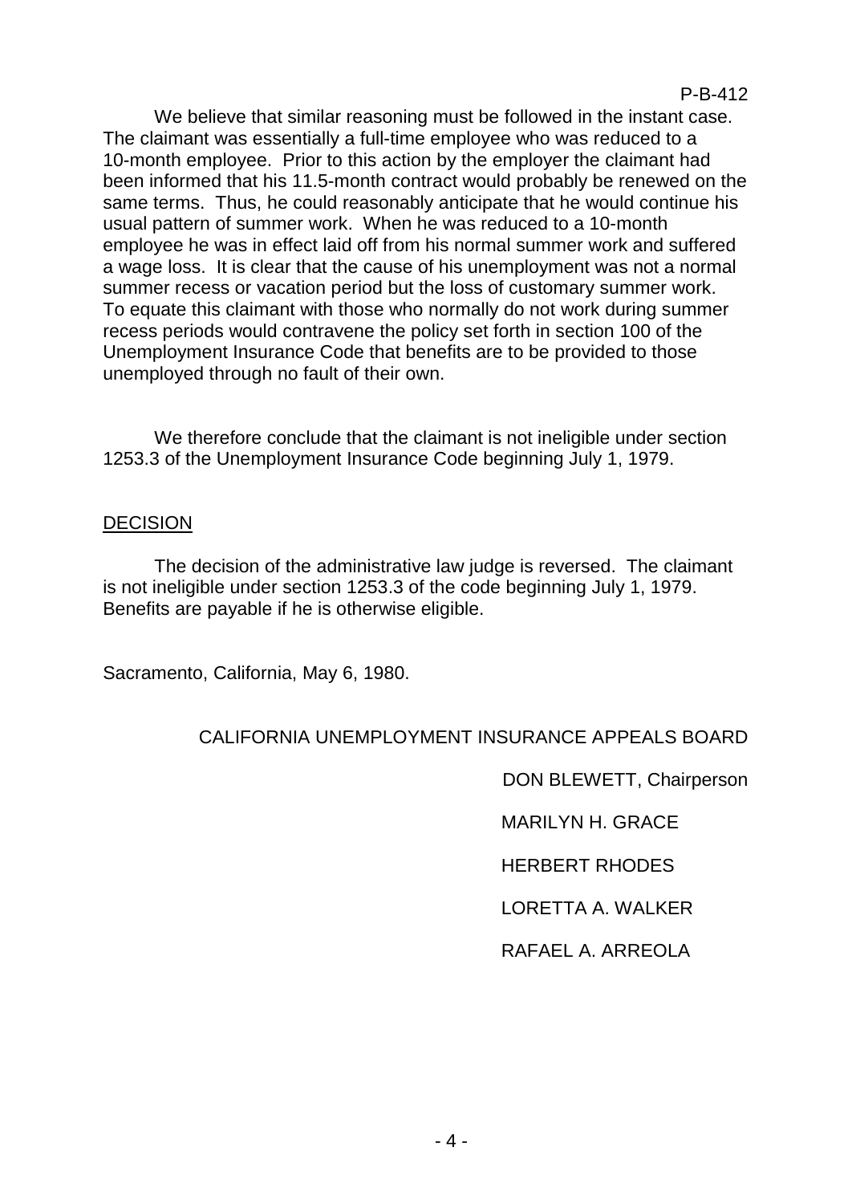We believe that similar reasoning must be followed in the instant case. The claimant was essentially a full-time employee who was reduced to a 10-month employee. Prior to this action by the employer the claimant had been informed that his 11.5-month contract would probably be renewed on the same terms. Thus, he could reasonably anticipate that he would continue his usual pattern of summer work. When he was reduced to a 10-month employee he was in effect laid off from his normal summer work and suffered a wage loss. It is clear that the cause of his unemployment was not a normal summer recess or vacation period but the loss of customary summer work. To equate this claimant with those who normally do not work during summer recess periods would contravene the policy set forth in section 100 of the Unemployment Insurance Code that benefits are to be provided to those unemployed through no fault of their own.

We therefore conclude that the claimant is not ineligible under section 1253.3 of the Unemployment Insurance Code beginning July 1, 1979.

## DECISION

The decision of the administrative law judge is reversed. The claimant is not ineligible under section 1253.3 of the code beginning July 1, 1979. Benefits are payable if he is otherwise eligible.

Sacramento, California, May 6, 1980.

CALIFORNIA UNEMPLOYMENT INSURANCE APPEALS BOARD

DON BLEWETT, Chairperson

MARILYN H. GRACE

HERBERT RHODES

LORETTA A. WALKER

RAFAEL A. ARREOLA